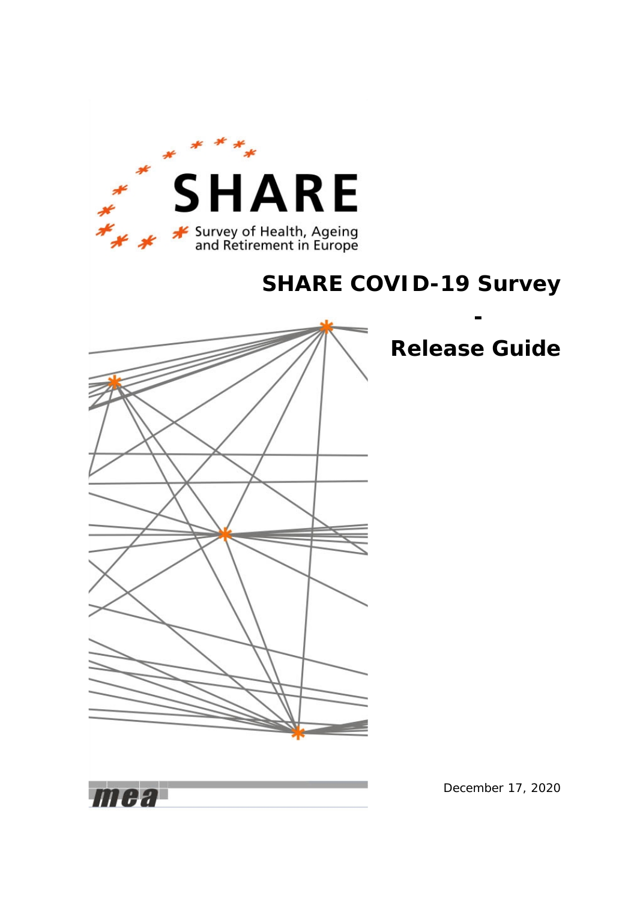SHARE

Survey of Health, Ageing and Retirement in Europe

# SHARE COVID-19 Survey

-

# Release Guide

mea

December 17, 2020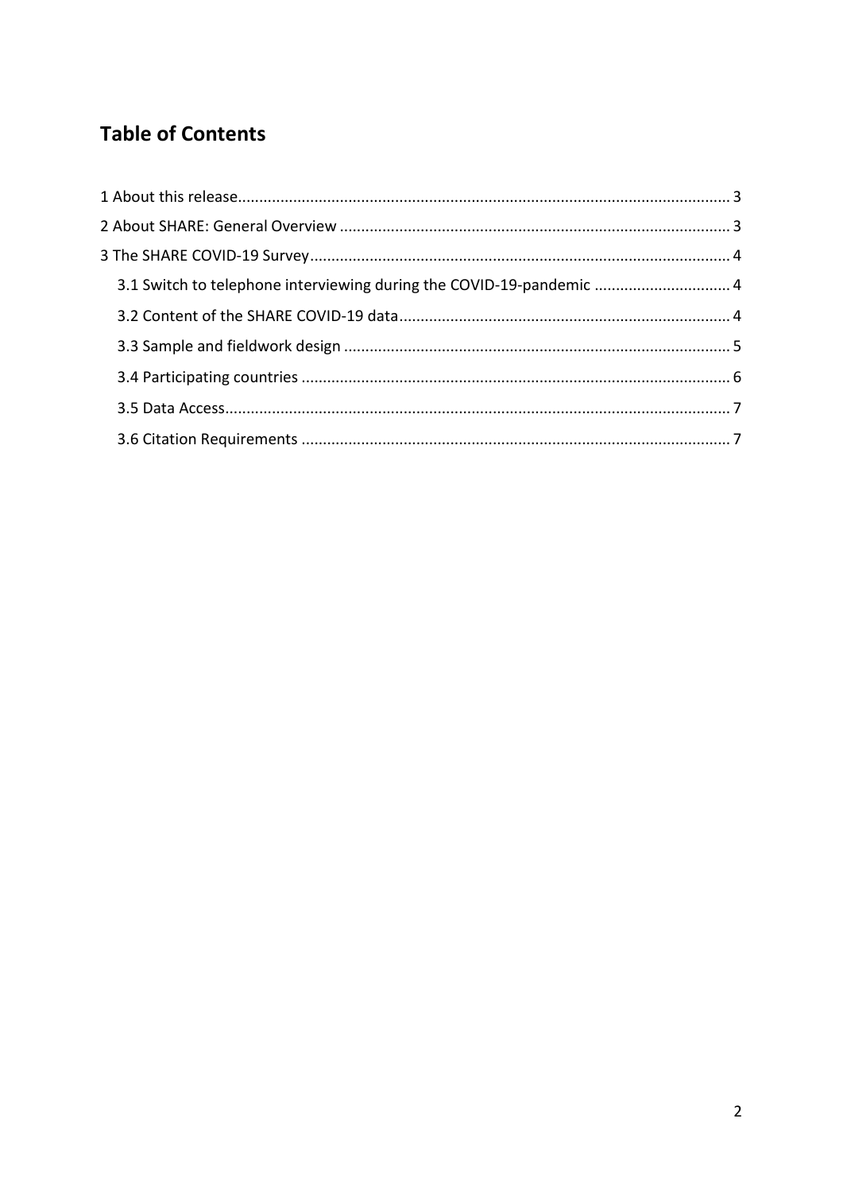# Table of Contents

1 About this release .................................................................................................................. 3

2 About SHARE: General Overview .......................................................................................... 3

3 The SHARE COVID-19 Survey ................................................................................................ 4

- 3.1 Switch to telephone interviewing during the COVID-19-pandemic ................................ 4
- 3.2 Content of the SHARE COVID-19 data ............................................................................ 4
- 3.3 Sample and fieldwork design ......................................................................................... 5
- 3.4 Participating countries ................................................................................................... 6
- 3.5 Data Access .................................................................................................................... 7
- 3.6 Citation Requirements ................................................................................................... 7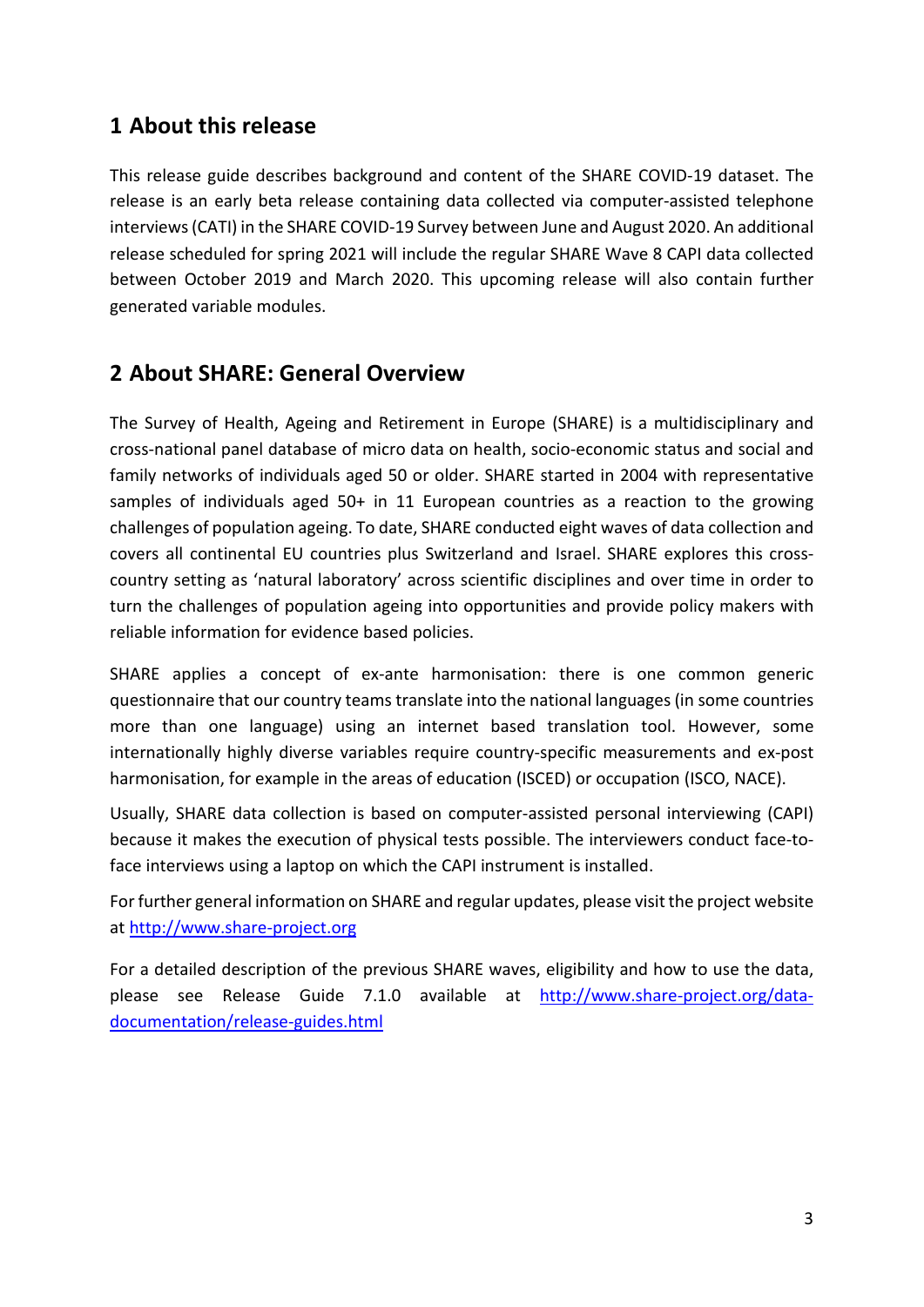# 1 About this release

This release guide describes background and content of the SHARE COVID-19 dataset. The release is an early beta release containing data collected via computer-assisted telephone interviews (CATI) in the SHARE COVID-19 Survey between June and August 2020. An additional release scheduled for spring 2021 will include the regular SHARE Wave 8 CAPI data collected between October 2019 and March 2020. This upcoming release will also contain further generated variable modules.

# 2 About SHARE: General Overview

The Survey of Health, Ageing and Retirement in Europe (SHARE) is a multidisciplinary and cross-national panel database of micro data on health, socio-economic status and social and family networks of individuals aged 50 or older. SHARE started in 2004 with representative samples of individuals aged 50+ in 11 European countries as a reaction to the growing challenges of population ageing. To date, SHARE conducted eight waves of data collection and covers all continental EU countries plus Switzerland and Israel. SHARE explores this cross-country setting as 'natural laboratory' across scientific disciplines and over time in order to turn the challenges of population ageing into opportunities and provide policy makers with reliable information for evidence based policies.

SHARE applies a concept of ex-ante harmonisation: there is one common generic questionnaire that our country teams translate into the national languages (in some countries more than one language) using an internet based translation tool. However, some internationally highly diverse variables require country-specific measurements and ex-post harmonisation, for example in the areas of education (ISCED) or occupation (ISCO, NACE).

Usually, SHARE data collection is based on computer-assisted personal interviewing (CAPI) because it makes the execution of physical tests possible. The interviewers conduct face-to-face interviews using a laptop on which the CAPI instrument is installed.

For further general information on SHARE and regular updates, please visit the project website at http://www.share-project.org

For a detailed description of the previous SHARE waves, eligibility and how to use the data, please see Release Guide 7.1.0 available at http://www.share-project.org/data-documentation/release-guides.html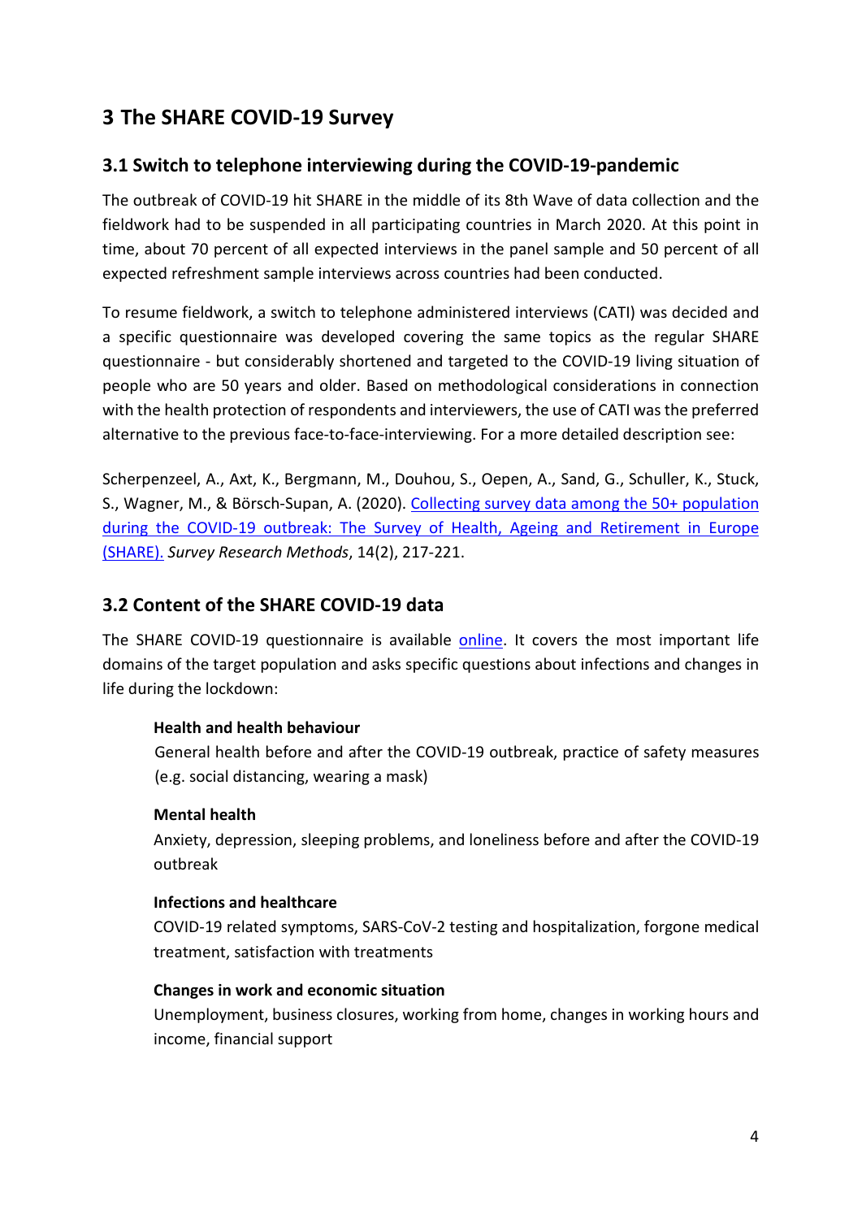## 3 The SHARE COVID-19 Survey

### 3.1 Switch to telephone interviewing during the COVID-19-pandemic

The outbreak of COVID-19 hit SHARE in the middle of its 8th Wave of data collection and the fieldwork had to be suspended in all participating countries in March 2020. At this point in time, about 70 percent of all expected interviews in the panel sample and 50 percent of all expected refreshment sample interviews across countries had been conducted.

To resume fieldwork, a switch to telephone administered interviews (CATI) was decided and a specific questionnaire was developed covering the same topics as the regular SHARE questionnaire - but considerably shortened and targeted to the COVID-19 living situation of people who are 50 years and older. Based on methodological considerations in connection with the health protection of respondents and interviewers, the use of CATI was the preferred alternative to the previous face-to-face-interviewing. For a more detailed description see:

Scherpenzeel, A., Axt, K., Bergmann, M., Douhou, S., Oepen, A., Sand, G., Schuller, K., Stuck, S., Wagner, M., & Börsch-Supan, A. (2020). Collecting survey data among the 50+ population during the COVID-19 outbreak: The Survey of Health, Ageing and Retirement in Europe (SHARE). *Survey Research Methods*, 14(2), 217-221.

### 3.2 Content of the SHARE COVID-19 data

The SHARE COVID-19 questionnaire is available online. It covers the most important life domains of the target population and asks specific questions about infections and changes in life during the lockdown:

**Health and health behaviour**

General health before and after the COVID-19 outbreak, practice of safety measures (e.g. social distancing, wearing a mask)

**Mental health**

Anxiety, depression, sleeping problems, and loneliness before and after the COVID-19 outbreak

**Infections and healthcare**

COVID-19 related symptoms, SARS-CoV-2 testing and hospitalization, forgone medical treatment, satisfaction with treatments

**Changes in work and economic situation**

Unemployment, business closures, working from home, changes in working hours and income, financial support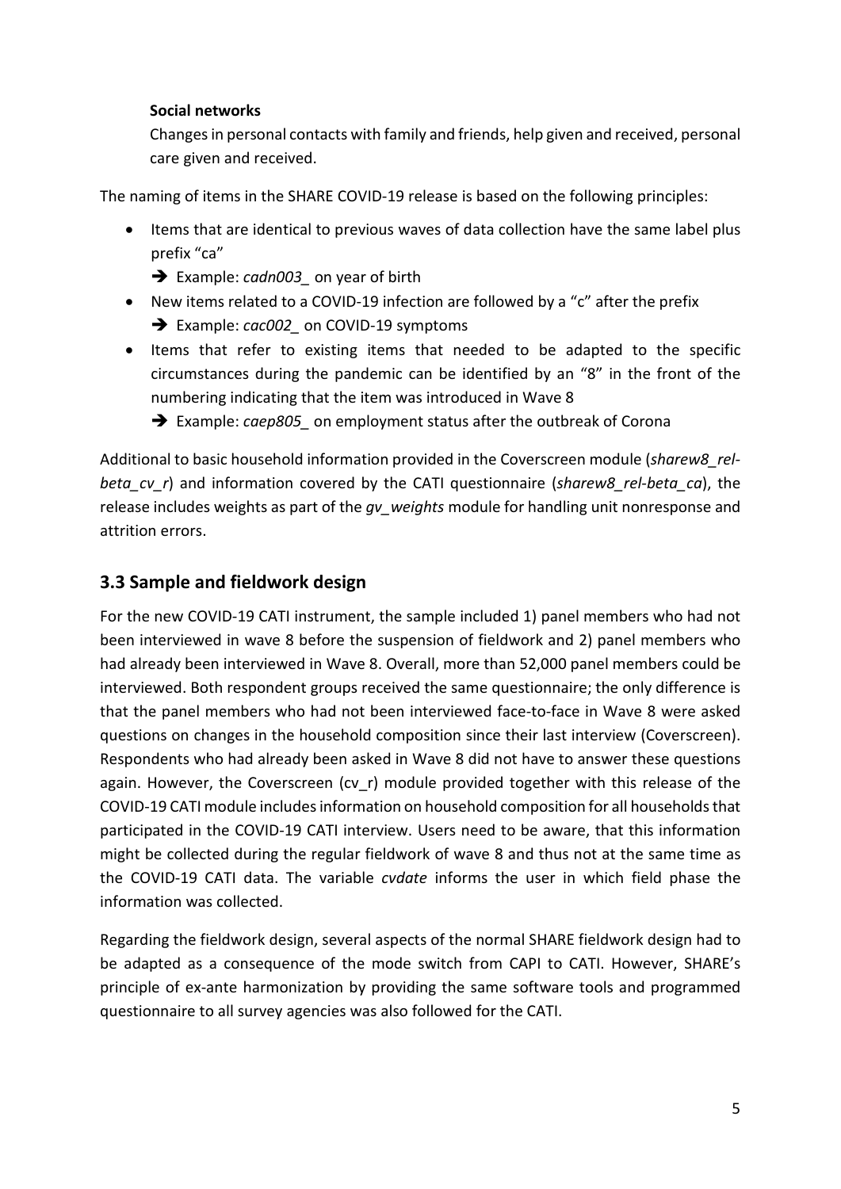**Social networks**

Changes in personal contacts with family and friends, help given and received, personal care given and received.

The naming of items in the SHARE COVID-19 release is based on the following principles:

- Items that are identical to previous waves of data collection have the same label plus prefix "ca"
  - ➔ Example: *cadn003_* on year of birth
- New items related to a COVID-19 infection are followed by a "c" after the prefix
  - ➔ Example: *cac002_* on COVID-19 symptoms
- Items that refer to existing items that needed to be adapted to the specific circumstances during the pandemic can be identified by an "8" in the front of the numbering indicating that the item was introduced in Wave 8
  - ➔ Example: *caep805_* on employment status after the outbreak of Corona

Additional to basic household information provided in the Coverscreen module (*sharew8_rel-beta_cv_r*) and information covered by the CATI questionnaire (*sharew8_rel-beta_ca*), the release includes weights as part of the *gv_weights* module for handling unit nonresponse and attrition errors.

## 3.3 Sample and fieldwork design

For the new COVID-19 CATI instrument, the sample included 1) panel members who had not been interviewed in wave 8 before the suspension of fieldwork and 2) panel members who had already been interviewed in Wave 8. Overall, more than 52,000 panel members could be interviewed. Both respondent groups received the same questionnaire; the only difference is that the panel members who had not been interviewed face-to-face in Wave 8 were asked questions on changes in the household composition since their last interview (Coverscreen). Respondents who had already been asked in Wave 8 did not have to answer these questions again. However, the Coverscreen (cv_r) module provided together with this release of the COVID-19 CATI module includes information on household composition for all households that participated in the COVID-19 CATI interview. Users need to be aware, that this information might be collected during the regular fieldwork of wave 8 and thus not at the same time as the COVID-19 CATI data. The variable *cvdate* informs the user in which field phase the information was collected.

Regarding the fieldwork design, several aspects of the normal SHARE fieldwork design had to be adapted as a consequence of the mode switch from CAPI to CATI. However, SHARE's principle of ex-ante harmonization by providing the same software tools and programmed questionnaire to all survey agencies was also followed for the CATI.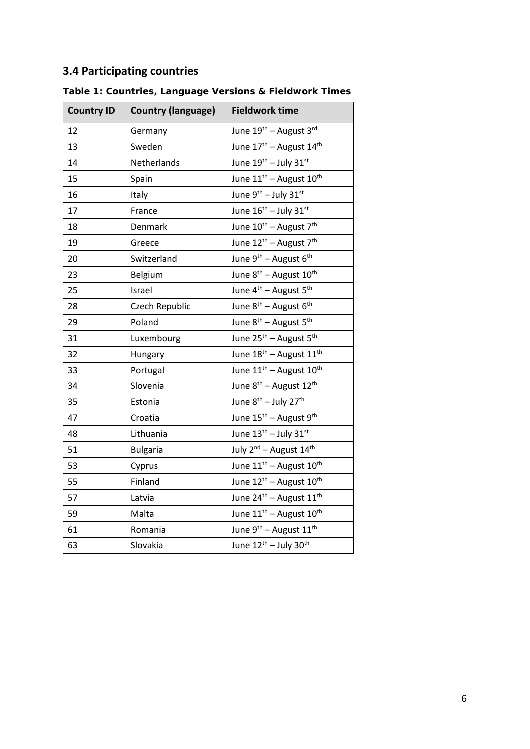### 3.4 Participating countries

**Table 1: Countries, Language Versions & Fieldwork Times**

| Country ID | Country (language) | Fieldwork time |
|---|---|---|
| 12 | Germany | June 19th – August 3rd |
| 13 | Sweden | June 17th – August 14th |
| 14 | Netherlands | June 19th – July 31st |
| 15 | Spain | June 11th – August 10th |
| 16 | Italy | June 9th – July 31st |
| 17 | France | June 16th – July 31st |
| 18 | Denmark | June 10th – August 7th |
| 19 | Greece | June 12th – August 7th |
| 20 | Switzerland | June 9th – August 6th |
| 23 | Belgium | June 8th – August 10th |
| 25 | Israel | June 4th – August 5th |
| 28 | Czech Republic | June 8th – August 6th |
| 29 | Poland | June 8th – August 5th |
| 31 | Luxembourg | June 25th – August 5th |
| 32 | Hungary | June 18th – August 11th |
| 33 | Portugal | June 11th – August 10th |
| 34 | Slovenia | June 8th – August 12th |
| 35 | Estonia | June 8th – July 27th |
| 47 | Croatia | June 15th – August 9th |
| 48 | Lithuania | June 13th – July 31st |
| 51 | Bulgaria | July 2nd – August 14th |
| 53 | Cyprus | June 11th – August 10th |
| 55 | Finland | June 12th – August 10th |
| 57 | Latvia | June 24th – August 11th |
| 59 | Malta | June 11th – August 10th |
| 61 | Romania | June 9th – August 11th |
| 63 | Slovakia | June 12th – July 30th |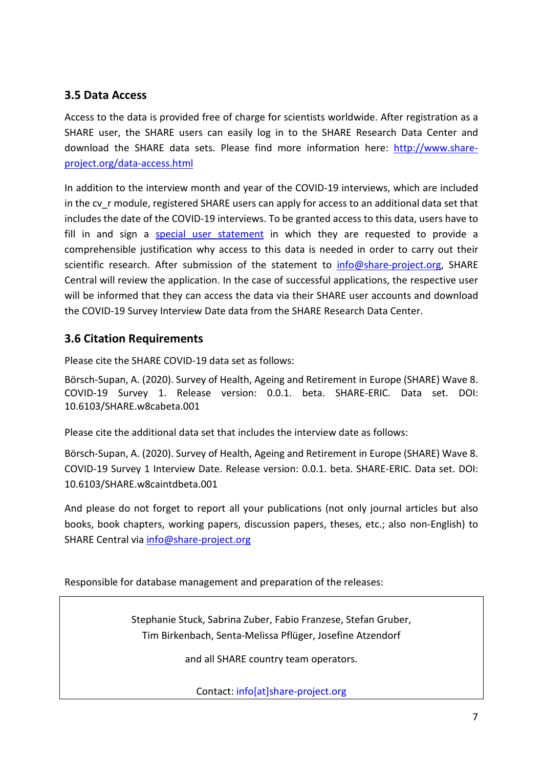## 3.5 Data Access

Access to the data is provided free of charge for scientists worldwide. After registration as a SHARE user, the SHARE users can easily log in to the SHARE Research Data Center and download the SHARE data sets. Please find more information here: [http://www.share-project.org/data-access.html](http://www.share-project.org/data-access.html)

In addition to the interview month and year of the COVID-19 interviews, which are included in the cv_r module, registered SHARE users can apply for access to an additional data set that includes the date of the COVID-19 interviews. To be granted access to this data, users have to fill in and sign a special user statement in which they are requested to provide a comprehensible justification why access to this data is needed in order to carry out their scientific research. After submission of the statement to info@share-project.org, SHARE Central will review the application. In the case of successful applications, the respective user will be informed that they can access the data via their SHARE user accounts and download the COVID-19 Survey Interview Date data from the SHARE Research Data Center.

## 3.6 Citation Requirements

Please cite the SHARE COVID-19 data set as follows:

Börsch-Supan, A. (2020). Survey of Health, Ageing and Retirement in Europe (SHARE) Wave 8. COVID-19 Survey 1. Release version: 0.0.1. beta. SHARE-ERIC. Data set. DOI: 10.6103/SHARE.w8cabeta.001

Please cite the additional data set that includes the interview date as follows:

Börsch-Supan, A. (2020). Survey of Health, Ageing and Retirement in Europe (SHARE) Wave 8. COVID-19 Survey 1 Interview Date. Release version: 0.0.1. beta. SHARE-ERIC. Data set. DOI: 10.6103/SHARE.w8caintdbeta.001

And please do not forget to report all your publications (not only journal articles but also books, book chapters, working papers, discussion papers, theses, etc.; also non-English) to SHARE Central via info@share-project.org

Responsible for database management and preparation of the releases:

Stephanie Stuck, Sabrina Zuber, Fabio Franzese, Stefan Gruber, Tim Birkenbach, Senta-Melissa Pflüger, Josefine Atzendorf

and all SHARE country team operators.

Contact: info[at]share-project.org